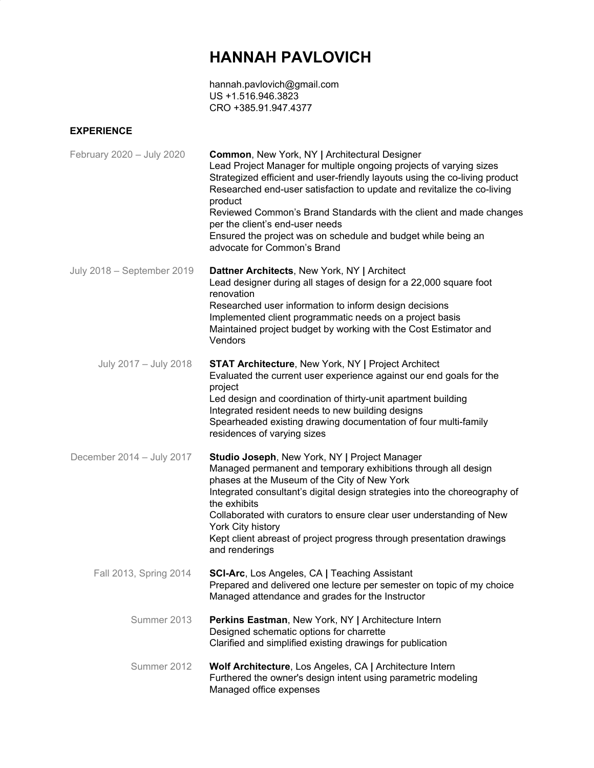# HANNAH PAVLOVICH

hannah.pavlovich@gmail.com
US +1.516.946.3823
CRO +385.91.947.4377

## EXPERIENCE

February 2020 – July 2020

**Common**, New York, NY **|** Architectural Designer
Lead Project Manager for multiple ongoing projects of varying sizes
Strategized efficient and user-friendly layouts using the co-living product
Researched end-user satisfaction to update and revitalize the co-living product
Reviewed Common's Brand Standards with the client and made changes per the client's end-user needs
Ensured the project was on schedule and budget while being an advocate for Common's Brand

July 2018 – September 2019

**Dattner Architects**, New York, NY **|** Architect
Lead designer during all stages of design for a 22,000 square foot renovation
Researched user information to inform design decisions
Implemented client programmatic needs on a project basis
Maintained project budget by working with the Cost Estimator and Vendors

July 2017 – July 2018

**STAT Architecture**, New York, NY **|** Project Architect
Evaluated the current user experience against our end goals for the project
Led design and coordination of thirty-unit apartment building
Integrated resident needs to new building designs
Spearheaded existing drawing documentation of four multi-family residences of varying sizes

December 2014 – July 2017

**Studio Joseph**, New York, NY **|** Project Manager
Managed permanent and temporary exhibitions through all design phases at the Museum of the City of New York
Integrated consultant's digital design strategies into the choreography of the exhibits
Collaborated with curators to ensure clear user understanding of New York City history
Kept client abreast of project progress through presentation drawings and renderings

Fall 2013, Spring 2014

**SCI-Arc**, Los Angeles, CA **|** Teaching Assistant
Prepared and delivered one lecture per semester on topic of my choice
Managed attendance and grades for the Instructor

Summer 2013

**Perkins Eastman**, New York, NY **|** Architecture Intern
Designed schematic options for charrette
Clarified and simplified existing drawings for publication

Summer 2012

**Wolf Architecture**, Los Angeles, CA **|** Architecture Intern
Furthered the owner's design intent using parametric modeling
Managed office expenses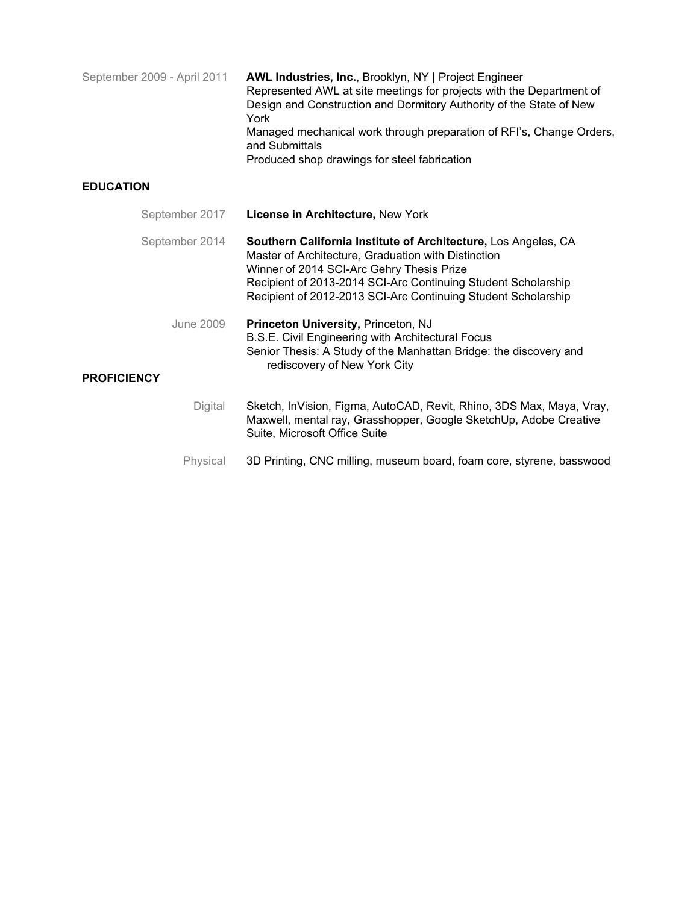September 2009 - April 2011 **AWL Industries, Inc.**, Brooklyn, NY **|** Project Engineer
Represented AWL at site meetings for projects with the Department of Design and Construction and Dormitory Authority of the State of New York
Managed mechanical work through preparation of RFI's, Change Orders, and Submittals
Produced shop drawings for steel fabrication

## EDUCATION

September 2017 **License in Architecture,** New York

September 2014 **Southern California Institute of Architecture,** Los Angeles, CA
Master of Architecture, Graduation with Distinction
Winner of 2014 SCI-Arc Gehry Thesis Prize
Recipient of 2013-2014 SCI-Arc Continuing Student Scholarship
Recipient of 2012-2013 SCI-Arc Continuing Student Scholarship

June 2009 **Princeton University,** Princeton, NJ
B.S.E. Civil Engineering with Architectural Focus
Senior Thesis: A Study of the Manhattan Bridge: the discovery and rediscovery of New York City

## PROFICIENCY

Digital: Sketch, InVision, Figma, AutoCAD, Revit, Rhino, 3DS Max, Maya, Vray, Maxwell, mental ray, Grasshopper, Google SketchUp, Adobe Creative Suite, Microsoft Office Suite

Physical: 3D Printing, CNC milling, museum board, foam core, styrene, basswood